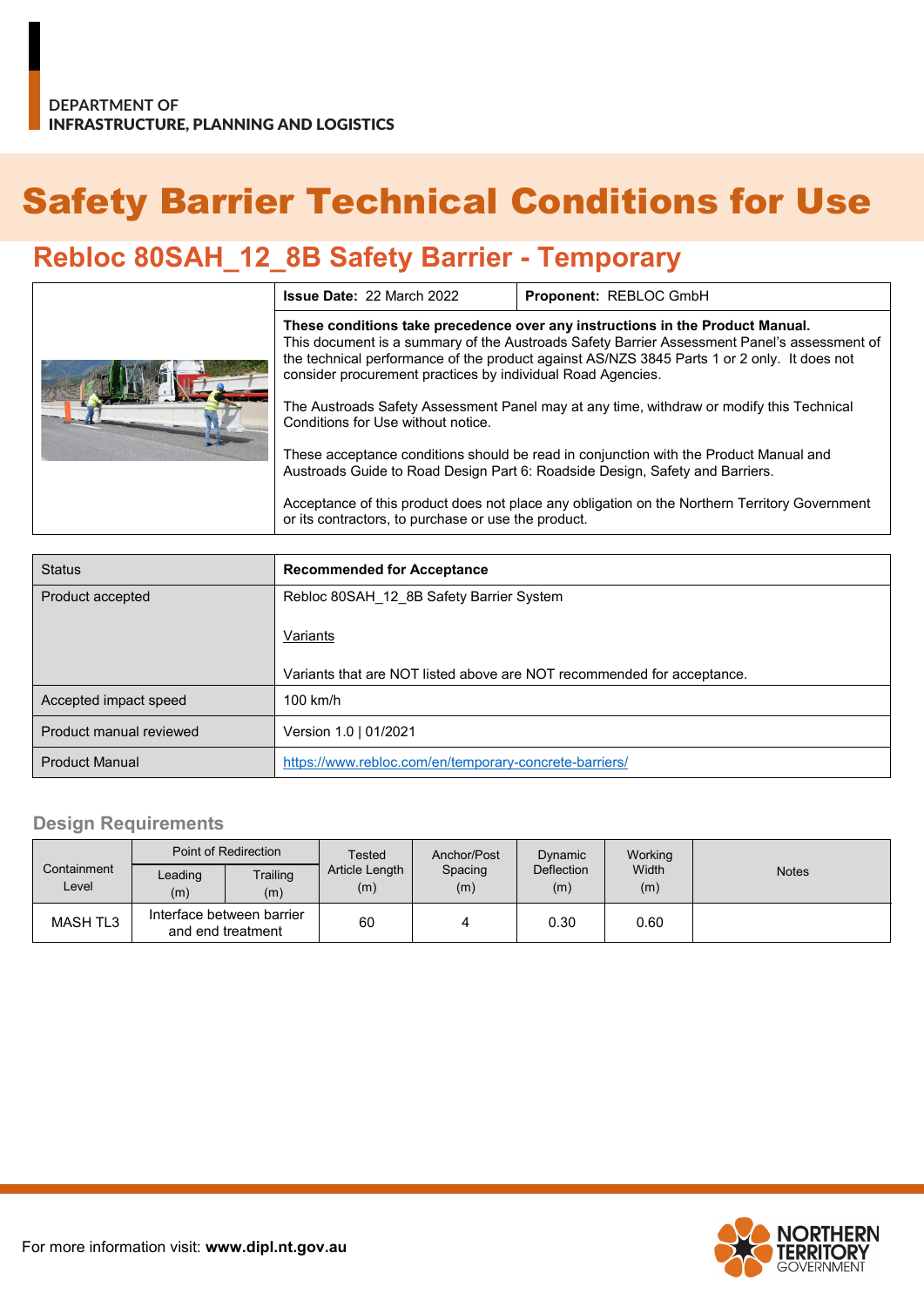DEPARTMENT OF
**INFRASTRUCTURE, PLANNING AND LOGISTICS**

# Safety Barrier Technical Conditions for Use

## Rebloc 80SAH_12_8B Safety Barrier - Temporary

| | **Issue Date:** 22 March 2022 | **Proponent:** REBLOC GmbH |
|---|---|---|
| | **These conditions take precedence over any instructions in the Product Manual.** This document is a summary of the Austroads Safety Barrier Assessment Panel's assessment of the technical performance of the product against AS/NZS 3845 Parts 1 or 2 only. It does not consider procurement practices by individual Road Agencies.<br><br>The Austroads Safety Assessment Panel may at any time, withdraw or modify this Technical Conditions for Use without notice.<br><br>These acceptance conditions should be read in conjunction with the Product Manual and Austroads Guide to Road Design Part 6: Roadside Design, Safety and Barriers.<br><br>Acceptance of this product does not place any obligation on the Northern Territory Government or its contractors, to purchase or use the product. | |

| Status | **Recommended for Acceptance** |
|---|---|
| Product accepted | Rebloc 80SAH_12_8B Safety Barrier System<br><br>Variants<br><br>Variants that are NOT listed above are NOT recommended for acceptance. |
| Accepted impact speed | 100 km/h |
| Product manual reviewed | Version 1.0 \| 01/2021 |
| Product Manual | https://www.rebloc.com/en/temporary-concrete-barriers/ |

### Design Requirements

| Containment Level | Point of Redirection | | Tested Article Length (m) | Anchor/Post Spacing (m) | Dynamic Deflection (m) | Working Width (m) | Notes |
|---|---|---|---|---|---|---|---|
| | Leading (m) | Trailing (m) | | | | | |
| MASH TL3 | Interface between barrier and end treatment | | 60 | 4 | 0.30 | 0.60 | |

For more information visit: **www.dipl.nt.gov.au**

NORTHERN TERRITORY GOVERNMENT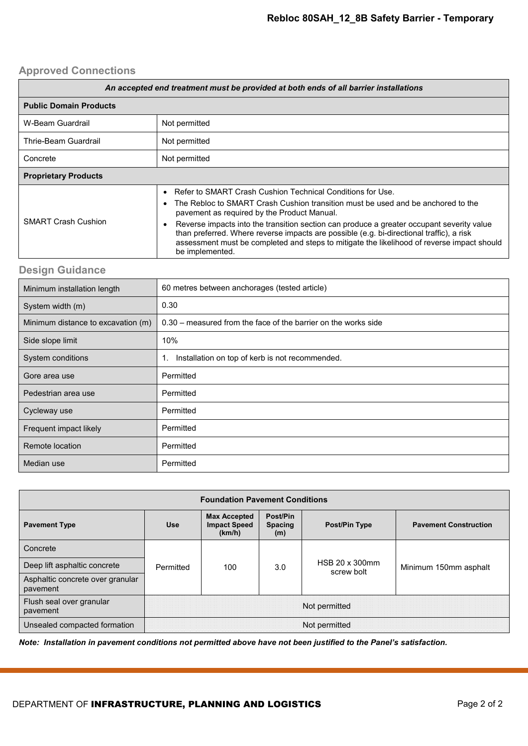## Approved Connections

| *An accepted end treatment must be provided at both ends of all barrier installations* | |
|---|---|
| **Public Domain Products** | |
| W-Beam Guardrail | Not permitted |
| Thrie-Beam Guardrail | Not permitted |
| Concrete | Not permitted |
| **Proprietary Products** | |
| SMART Crash Cushion | • Refer to SMART Crash Cushion Technical Conditions for Use.<br>• The Rebloc to SMART Crash Cushion transition must be used and be anchored to the pavement as required by the Product Manual.<br>• Reverse impacts into the transition section can produce a greater occupant severity value than preferred. Where reverse impacts are possible (e.g. bi-directional traffic), a risk assessment must be completed and steps to mitigate the likelihood of reverse impact should be implemented. |

## Design Guidance

| | |
|---|---|
| Minimum installation length | 60 metres between anchorages (tested article) |
| System width (m) | 0.30 |
| Minimum distance to excavation (m) | 0.30 – measured from the face of the barrier on the works side |
| Side slope limit | 10% |
| System conditions | 1. Installation on top of kerb is not recommended. |
| Gore area use | Permitted |
| Pedestrian area use | Permitted |
| Cycleway use | Permitted |
| Frequent impact likely | Permitted |
| Remote location | Permitted |
| Median use | Permitted |

| **Foundation Pavement Conditions** | | | | | |
|---|---|---|---|---|---|
| **Pavement Type** | **Use** | **Max Accepted Impact Speed (km/h)** | **Post/Pin Spacing (m)** | **Post/Pin Type** | **Pavement Construction** |
| Concrete | Permitted | 100 | 3.0 | HSB 20 x 300mm screw bolt | Minimum 150mm asphalt |
| Deep lift asphaltic concrete | | | | | |
| Asphaltic concrete over granular pavement | | | | | |
| Flush seal over granular pavement | Not permitted | | | | |
| Unsealed compacted formation | Not permitted | | | | |

***Note: Installation in pavement conditions not permitted above have not been justified to the Panel's satisfaction.***